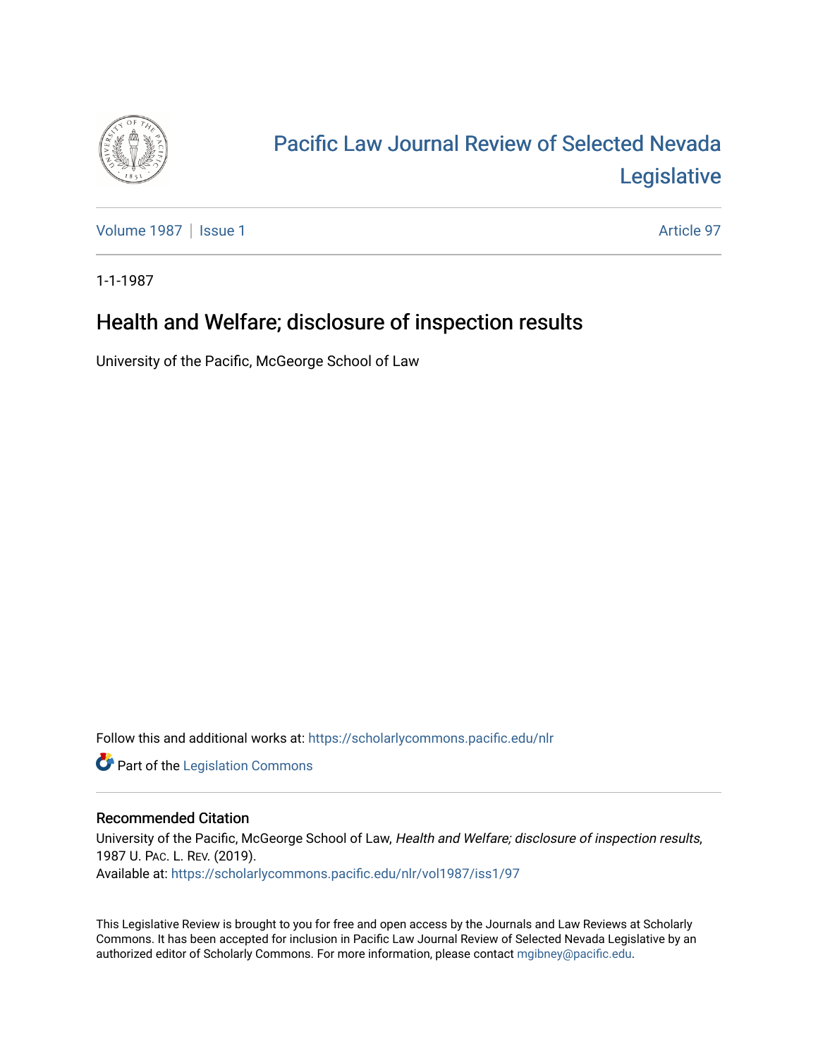# Pacific Law Journal Review of Selected Nevada Legislative

Volume 1987 | Issue 1 Article 97

1-1-1987

## Health and Welfare; disclosure of inspection results

University of the Pacific, McGeorge School of Law

Follow this and additional works at: https://scholarlycommons.pacific.edu/nlr

Part of the Legislation Commons

### Recommended Citation

University of the Pacific, McGeorge School of Law, *Health and Welfare; disclosure of inspection results*, 1987 U. PAC. L. REV. (2019).
Available at: https://scholarlycommons.pacific.edu/nlr/vol1987/iss1/97

This Legislative Review is brought to you for free and open access by the Journals and Law Reviews at Scholarly Commons. It has been accepted for inclusion in Pacific Law Journal Review of Selected Nevada Legislative by an authorized editor of Scholarly Commons. For more information, please contact mgibney@pacific.edu.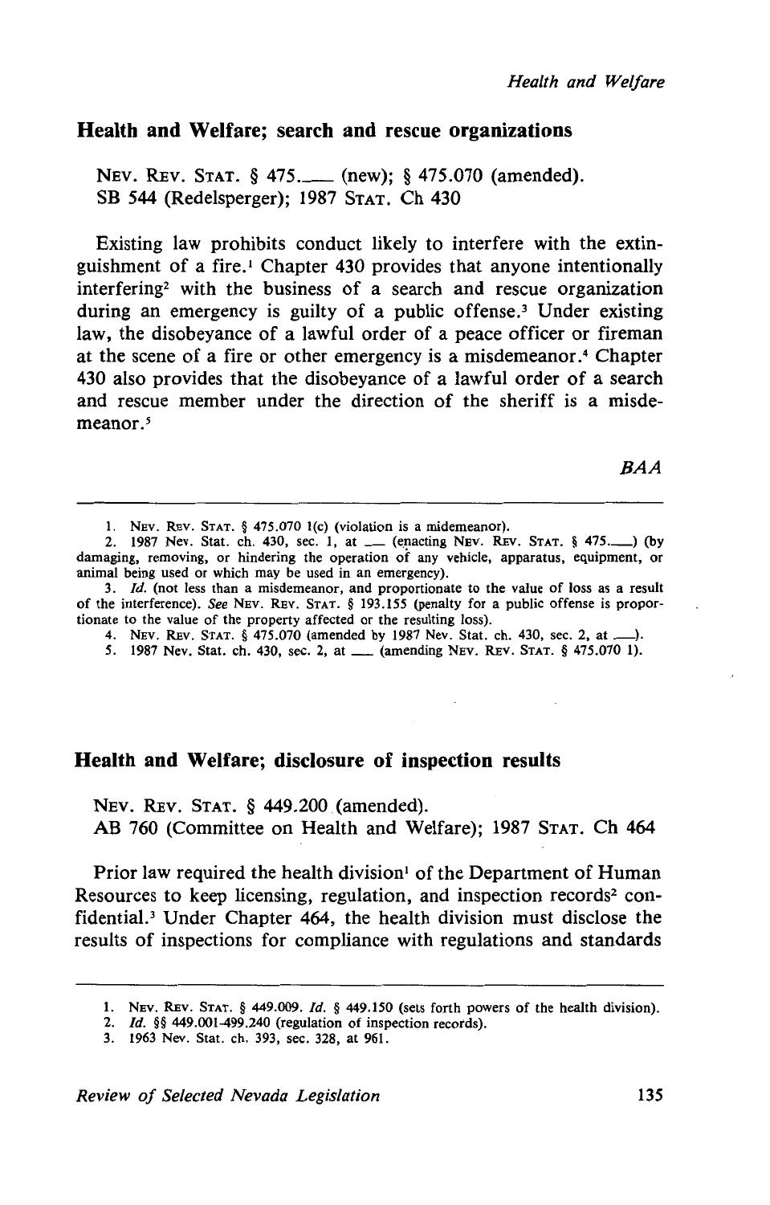## Health and Welfare; search and rescue organizations

NEV. REV. STAT. § 475.___ (new); § 475.070 (amended).
SB 544 (Redelsperger); 1987 STAT. Ch 430

Existing law prohibits conduct likely to interfere with the extinguishment of a fire.[1] Chapter 430 provides that anyone intentionally interfering[2] with the business of a search and rescue organization during an emergency is guilty of a public offense.[3] Under existing law, the disobeyance of a lawful order of a peace officer or fireman at the scene of a fire or other emergency is a misdemeanor.[4] Chapter 430 also provides that the disobeyance of a lawful order of a search and rescue member under the direction of the sheriff is a misdemeanor.[5]

*BAA*

---

1. NEV. REV. STAT. § 475.070 1(c) (violation is a midemeanor).
2. 1987 Nev. Stat. ch. 430, sec. 1, at ___ (enacting NEV. REV. STAT. § 475.___) (by damaging, removing, or hindering the operation of any vehicle, apparatus, equipment, or animal being used or which may be used in an emergency).
3. *Id.* (not less than a misdemeanor, and proportionate to the value of loss as a result of the interference). *See* NEV. REV. STAT. § 193.155 (penalty for a public offense is proportionate to the value of the property affected or the resulting loss).
4. NEV. REV. STAT. § 475.070 (amended by 1987 Nev. Stat. ch. 430, sec. 2, at ___).
5. 1987 Nev. Stat. ch. 430, sec. 2, at ___ (amending NEV. REV. STAT. § 475.070 1).

## Health and Welfare; disclosure of inspection results

NEV. REV. STAT. § 449.200 (amended).
AB 760 (Committee on Health and Welfare); 1987 STAT. Ch 464

Prior law required the health division[1] of the Department of Human Resources to keep licensing, regulation, and inspection records[2] confidential.[3] Under Chapter 464, the health division must disclose the results of inspections for compliance with regulations and standards

---

1. NEV. REV. STAT. § 449.009. *Id.* § 449.150 (sets forth powers of the health division).
2. *Id.* §§ 449.001-499.240 (regulation of inspection records).
3. 1963 Nev. Stat. ch. 393, sec. 328, at 961.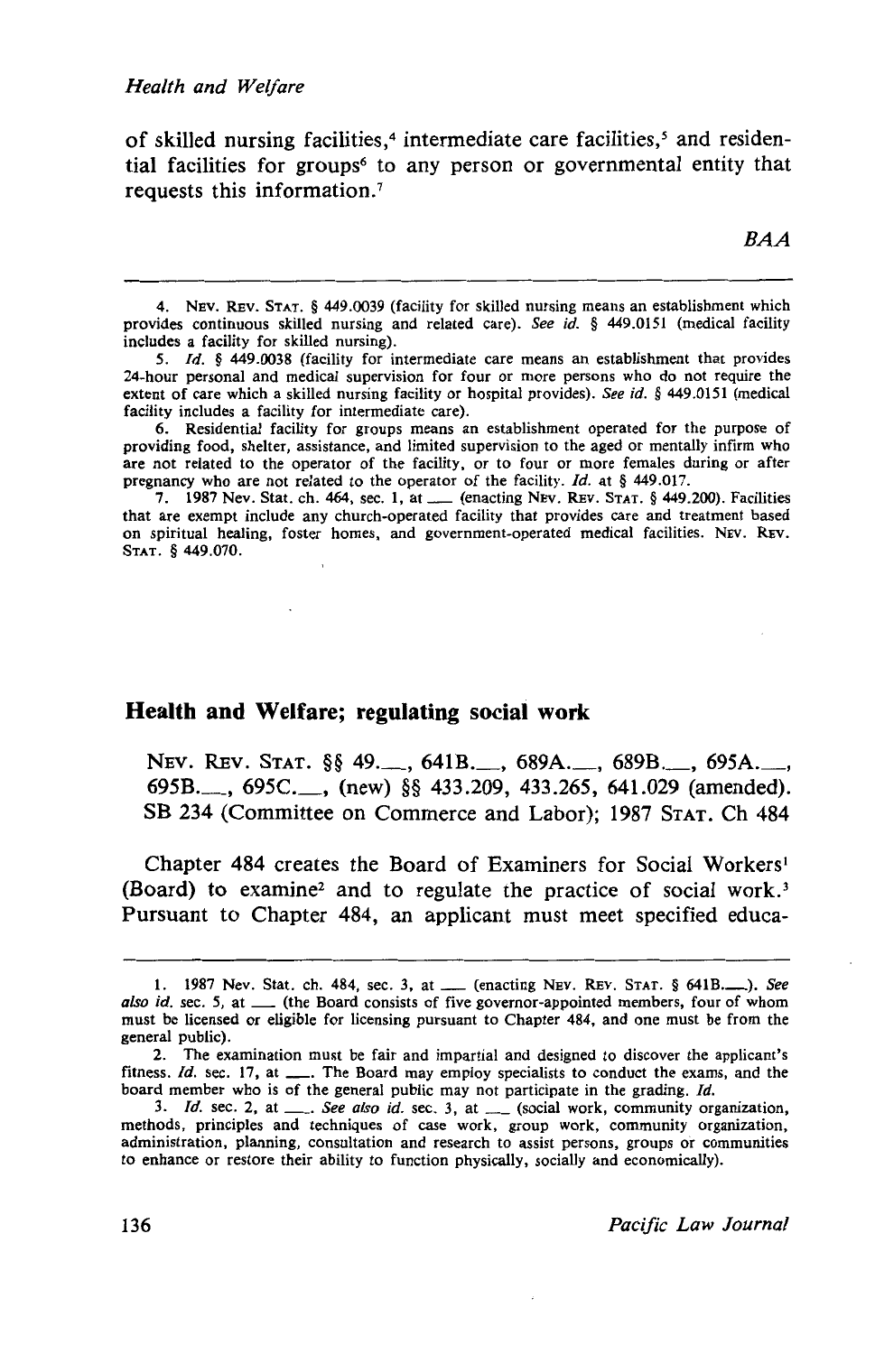of skilled nursing facilities,[4] intermediate care facilities,[5] and residential facilities for groups[6] to any person or governmental entity that requests this information.[7]

*BAA*

---

4. NEV. REV. STAT. § 449.0039 (facility for skilled nursing means an establishment which provides continuous skilled nursing and related care). *See id.* § 449.0151 (medical facility includes a facility for skilled nursing).

5. *Id.* § 449.0038 (facility for intermediate care means an establishment that provides 24-hour personal and medical supervision for four or more persons who do not require the extent of care which a skilled nursing facility or hospital provides). *See id.* § 449.0151 (medical facility includes a facility for intermediate care).

6. Residential facility for groups means an establishment operated for the purpose of providing food, shelter, assistance, and limited supervision to the aged or mentally infirm who are not related to the operator of the facility, or to four or more females during or after pregnancy who are not related to the operator of the facility. *Id.* at § 449.017.

7. 1987 Nev. Stat. ch. 464, sec. 1, at ___ (enacting NEV. REV. STAT. § 449.200). Facilities that are exempt include any church-operated facility that provides care and treatment based on spiritual healing, foster homes, and government-operated medical facilities. NEV. REV. STAT. § 449.070.

## Health and Welfare; regulating social work

NEV. REV. STAT. §§ 49.___, 641B.___, 689A.___, 689B.___, 695A.___, 695B.___, 695C.___, (new) §§ 433.209, 433.265, 641.029 (amended).
SB 234 (Committee on Commerce and Labor); 1987 STAT. Ch 484

Chapter 484 creates the Board of Examiners for Social Workers[1] (Board) to examine[2] and to regulate the practice of social work.[3] Pursuant to Chapter 484, an applicant must meet specified educa-

---

1. 1987 Nev. Stat. ch. 484, sec. 3, at ___ (enacting NEV. REV. STAT. § 641B.___). *See also id.* sec. 5, at ___ (the Board consists of five governor-appointed members, four of whom must be licensed or eligible for licensing pursuant to Chapter 484, and one must be from the general public).

2. The examination must be fair and impartial and designed to discover the applicant's fitness. *Id.* sec. 17, at ___. The Board may employ specialists to conduct the exams, and the board member who is of the general public may not participate in the grading. *Id.*

3. *Id.* sec. 2, at ___. *See also id.* sec. 3, at ___ (social work, community organization, methods, principles and techniques of case work, group work, community organization, administration, planning, consultation and research to assist persons, groups or communities to enhance or restore their ability to function physically, socially and economically).